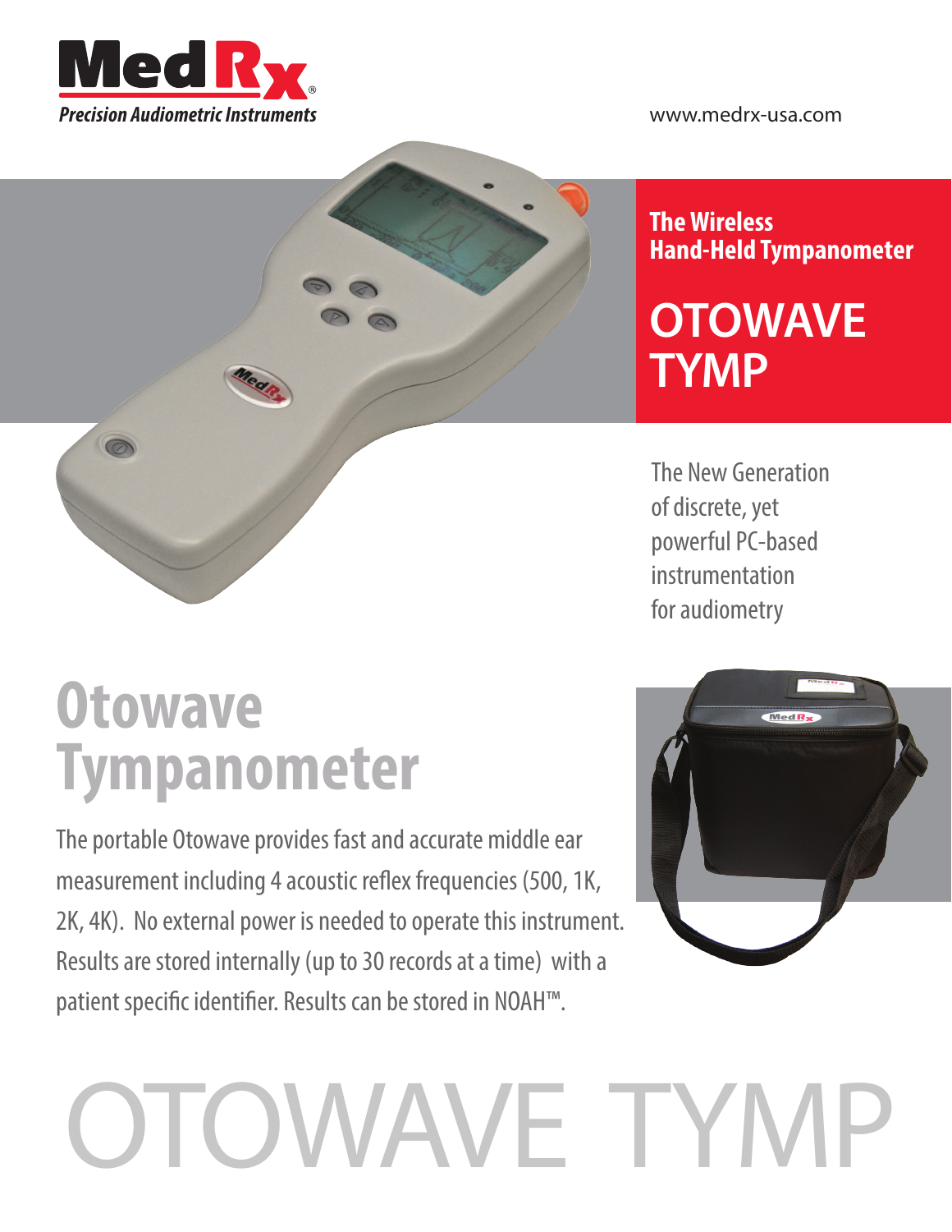MedRx®

*Precision Audiometric Instruments*

www.medrx-usa.com

**The Wireless Hand-Held Tympanometer**

# OTOWAVE TYMP

The New Generation of discrete, yet powerful PC-based instrumentation for audiometry

## Otowave Tympanometer

The portable Otowave provides fast and accurate middle ear measurement including 4 acoustic reflex frequencies (500, 1K, 2K, 4K). No external power is needed to operate this instrument. Results are stored internally (up to 30 records at a time) with a patient specific identifier. Results can be stored in NOAH™.

OTOWAVE TYMP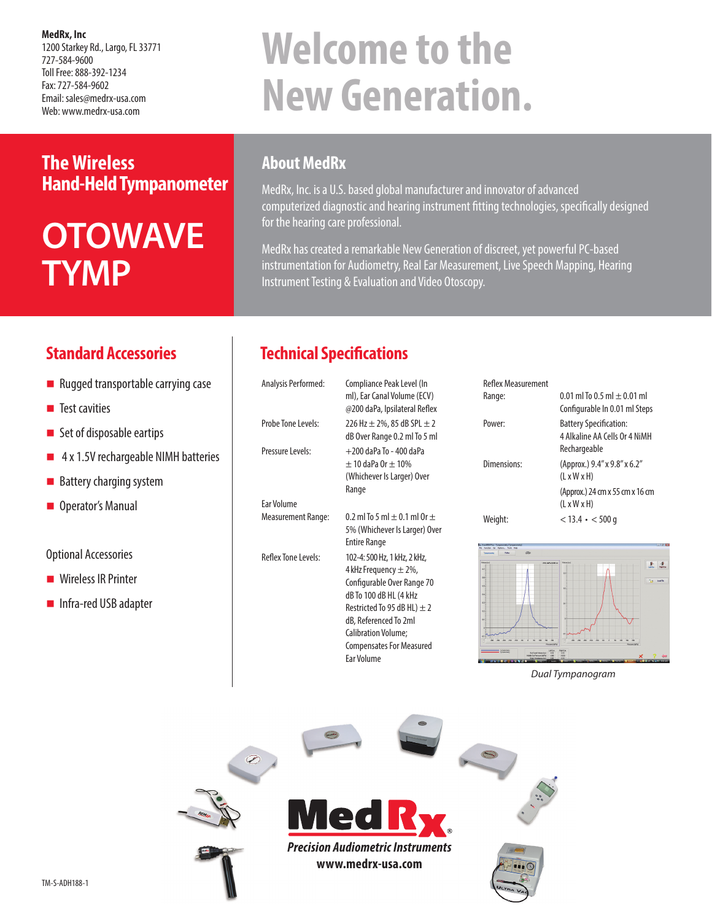**MedRx, Inc**
1200 Starkey Rd., Largo, FL 33771
727-584-9600
Toll Free: 888-392-1234
Fax: 727-584-9602
Email: sales@medrx-usa.com
Web: www.medrx-usa.com

# Welcome to the New Generation.

## The Wireless Hand-Held Tympanometer

# OTOWAVE TYMP

## About MedRx

MedRx, Inc. is a U.S. based global manufacturer and innovator of advanced computerized diagnostic and hearing instrument fitting technologies, specifically designed for the hearing care professional.

MedRx has created a remarkable New Generation of discreet, yet powerful PC-based instrumentation for Audiometry, Real Ear Measurement, Live Speech Mapping, Hearing Instrument Testing & Evaluation and Video Otoscopy.

## Standard Accessories

- Rugged transportable carrying case
- Test cavities
- Set of disposable eartips
- 4 x 1.5V rechargeable NIMH batteries
- Battery charging system
- Operator's Manual

Optional Accessories

- Wireless IR Printer
- Infra-red USB adapter

## Technical Specifications

| | |
|---|---|
| Analysis Performed: | Compliance Peak Level (In ml), Ear Canal Volume (ECV) @200 daPa, Ipsilateral Reflex |
| Probe Tone Levels: | 226 Hz ± 2%, 85 dB SPL ± 2 dB Over Range 0.2 ml To 5 ml |
| Pressure Levels: | +200 daPa To - 400 daPa ± 10 daPa Or ± 10% (Whichever Is Larger) Over Range |
| Ear Volume Measurement Range: | 0.2 ml To 5 ml ± 0.1 ml Or ± 5% (Whichever Is Larger) Over Entire Range |
| Reflex Tone Levels: | 102-4: 500 Hz, 1 kHz, 2 kHz, 4 kHz Frequency ± 2%, Configurable Over Range 70 dB To 100 dB HL (4 kHz Restricted To 95 dB HL) ± 2 dB, Referenced To 2ml Calibration Volume; Compensates For Measured Ear Volume |
| Reflex Measurement Range: | 0.01 ml To 0.5 ml ± 0.01 ml Configurable In 0.01 ml Steps |
| Power: | Battery Specification: 4 Alkaline AA Cells Or 4 NiMH Rechargeable |
| Dimensions: | (Approx.) 9.4" x 9.8" x 6.2" (L x W x H) (Approx.) 24 cm x 55 cm x 16 cm (L x W x H) |
| Weight: | < 13.4 • < 500 g |

*Dual Tympanogram*

MedRx
**Precision Audiometric Instruments**
**www.medrx-usa.com**

TM-S-ADH188-1